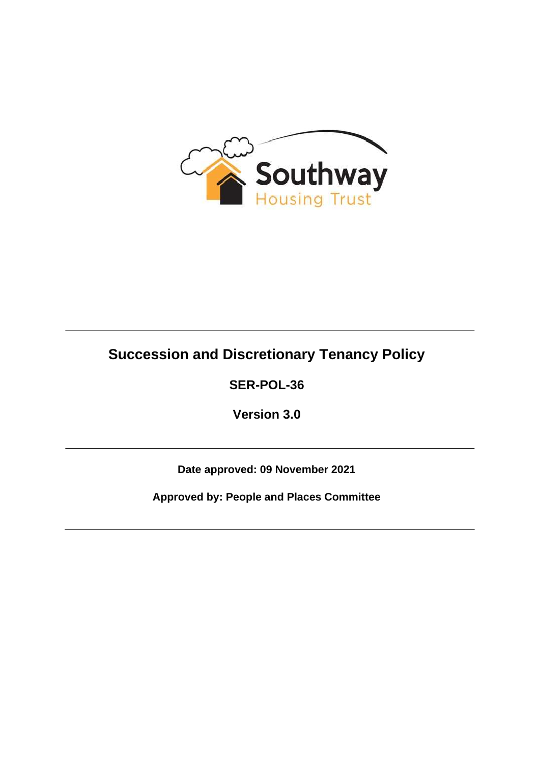Southway
Housing Trust

# Succession and Discretionary Tenancy Policy

**SER-POL-36**

**Version 3.0**

---

**Date approved: 09 November 2021**

**Approved by: People and Places Committee**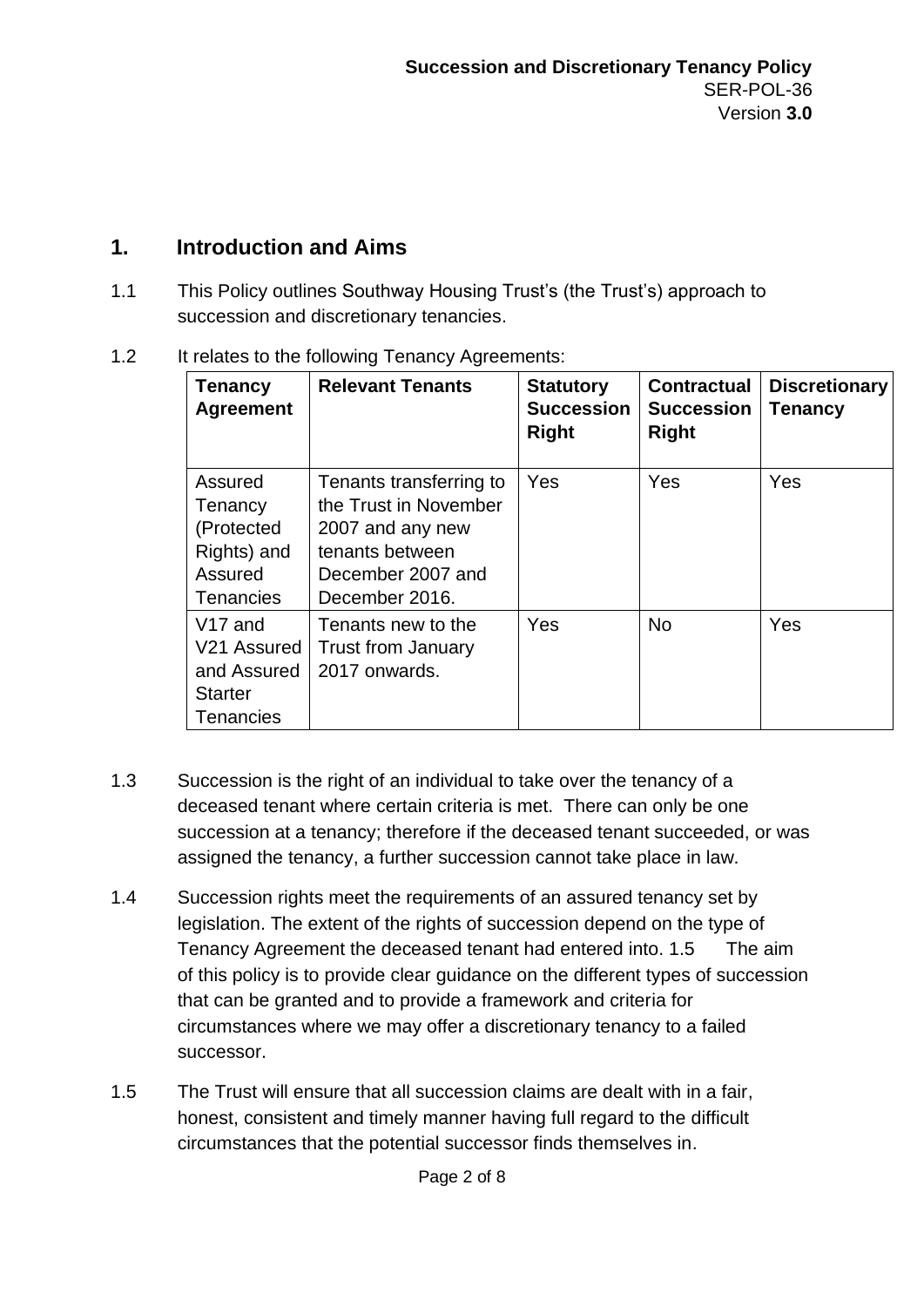## 1. Introduction and Aims

1.1 This Policy outlines Southway Housing Trust's (the Trust's) approach to succession and discretionary tenancies.

1.2 It relates to the following Tenancy Agreements:

| Tenancy Agreement | Relevant Tenants | Statutory Succession Right | Contractual Succession Right | Discretionary Tenancy |
|---|---|---|---|---|
| Assured Tenancy (Protected Rights) and Assured Tenancies | Tenants transferring to the Trust in November 2007 and any new tenants between December 2007 and December 2016. | Yes | Yes | Yes |
| V17 and V21 Assured and Assured Starter Tenancies | Tenants new to the Trust from January 2017 onwards. | Yes | No | Yes |

1.3 Succession is the right of an individual to take over the tenancy of a deceased tenant where certain criteria is met. There can only be one succession at a tenancy; therefore if the deceased tenant succeeded, or was assigned the tenancy, a further succession cannot take place in law.

1.4 Succession rights meet the requirements of an assured tenancy set by legislation. The extent of the rights of succession depend on the type of Tenancy Agreement the deceased tenant had entered into. 1.5 The aim of this policy is to provide clear guidance on the different types of succession that can be granted and to provide a framework and criteria for circumstances where we may offer a discretionary tenancy to a failed successor.

1.5 The Trust will ensure that all succession claims are dealt with in a fair, honest, consistent and timely manner having full regard to the difficult circumstances that the potential successor finds themselves in.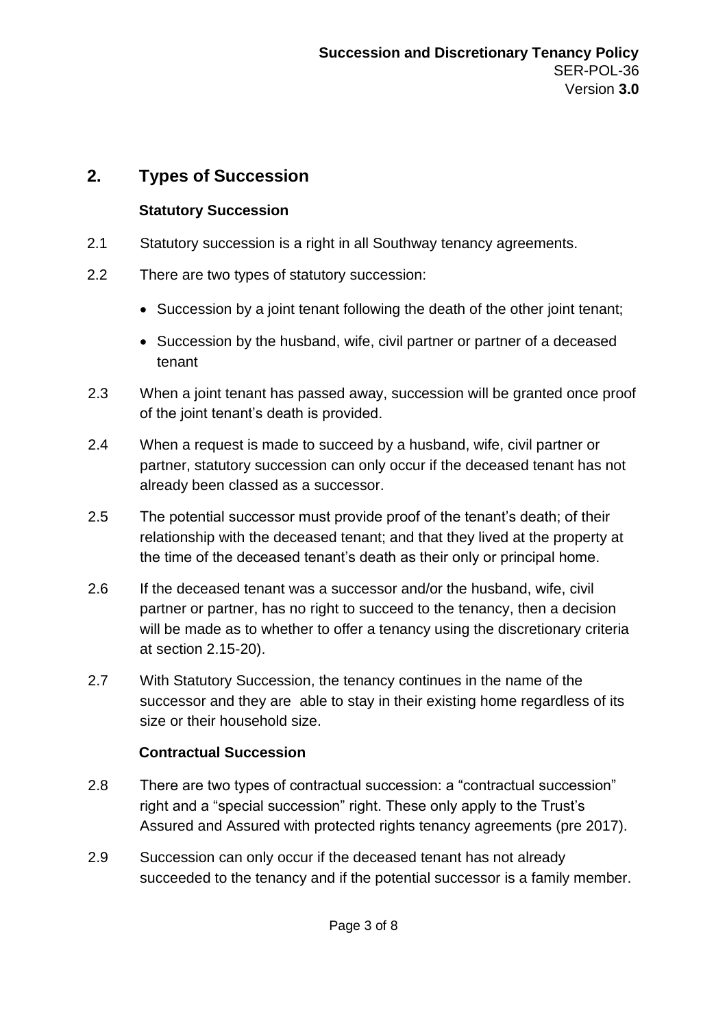## 2. Types of Succession

### Statutory Succession

2.1 Statutory succession is a right in all Southway tenancy agreements.

2.2 There are two types of statutory succession:

- Succession by a joint tenant following the death of the other joint tenant;
- Succession by the husband, wife, civil partner or partner of a deceased tenant

2.3 When a joint tenant has passed away, succession will be granted once proof of the joint tenant's death is provided.

2.4 When a request is made to succeed by a husband, wife, civil partner or partner, statutory succession can only occur if the deceased tenant has not already been classed as a successor.

2.5 The potential successor must provide proof of the tenant's death; of their relationship with the deceased tenant; and that they lived at the property at the time of the deceased tenant's death as their only or principal home.

2.6 If the deceased tenant was a successor and/or the husband, wife, civil partner or partner, has no right to succeed to the tenancy, then a decision will be made as to whether to offer a tenancy using the discretionary criteria at section 2.15-20).

2.7 With Statutory Succession, the tenancy continues in the name of the successor and they are able to stay in their existing home regardless of its size or their household size.

### Contractual Succession

2.8 There are two types of contractual succession: a "contractual succession" right and a "special succession" right. These only apply to the Trust's Assured and Assured with protected rights tenancy agreements (pre 2017).

2.9 Succession can only occur if the deceased tenant has not already succeeded to the tenancy and if the potential successor is a family member.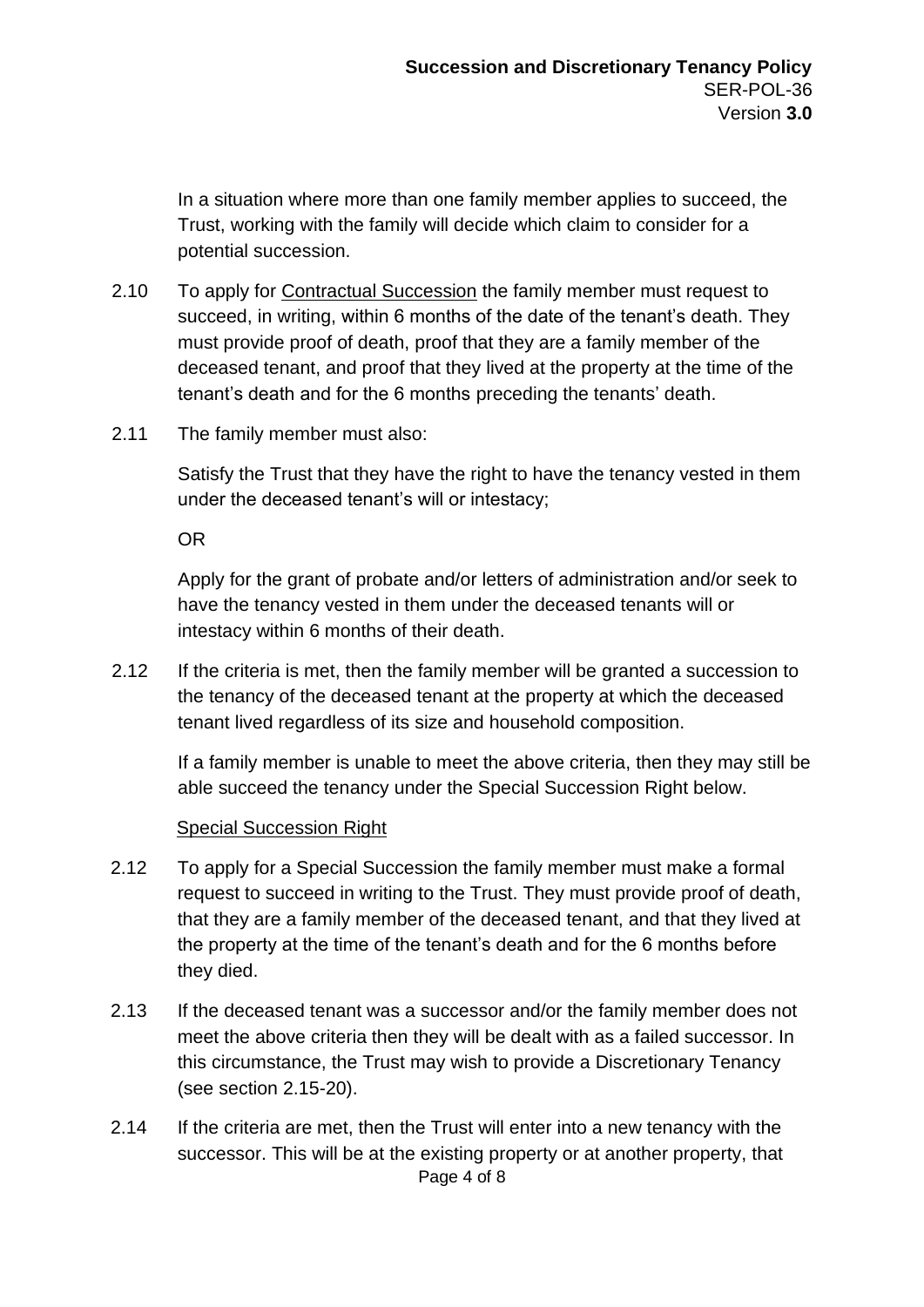In a situation where more than one family member applies to succeed, the Trust, working with the family will decide which claim to consider for a potential succession.

2.10 To apply for Contractual Succession the family member must request to succeed, in writing, within 6 months of the date of the tenant's death. They must provide proof of death, proof that they are a family member of the deceased tenant, and proof that they lived at the property at the time of the tenant's death and for the 6 months preceding the tenants' death.

2.11 The family member must also:

Satisfy the Trust that they have the right to have the tenancy vested in them under the deceased tenant's will or intestacy;

OR

Apply for the grant of probate and/or letters of administration and/or seek to have the tenancy vested in them under the deceased tenants will or intestacy within 6 months of their death.

2.12 If the criteria is met, then the family member will be granted a succession to the tenancy of the deceased tenant at the property at which the deceased tenant lived regardless of its size and household composition.

If a family member is unable to meet the above criteria, then they may still be able succeed the tenancy under the Special Succession Right below.

Special Succession Right

2.12 To apply for a Special Succession the family member must make a formal request to succeed in writing to the Trust. They must provide proof of death, that they are a family member of the deceased tenant, and that they lived at the property at the time of the tenant's death and for the 6 months before they died.

2.13 If the deceased tenant was a successor and/or the family member does not meet the above criteria then they will be dealt with as a failed successor. In this circumstance, the Trust may wish to provide a Discretionary Tenancy (see section 2.15-20).

2.14 If the criteria are met, then the Trust will enter into a new tenancy with the successor. This will be at the existing property or at another property, that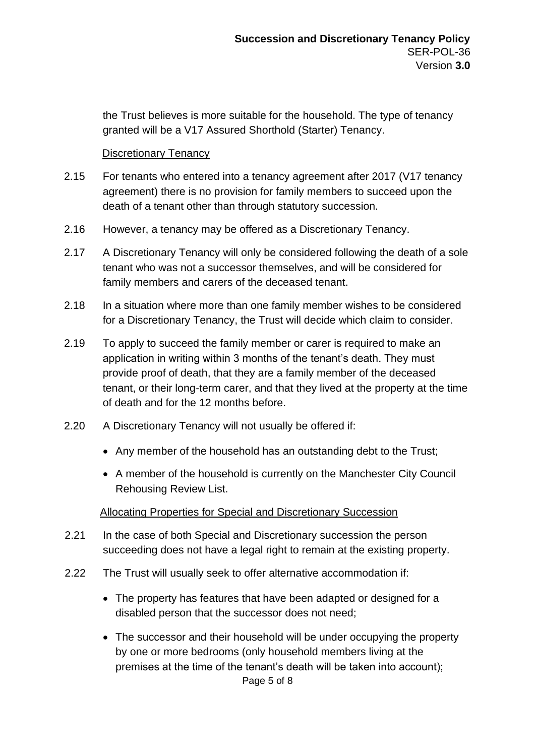the Trust believes is more suitable for the household. The type of tenancy granted will be a V17 Assured Shorthold (Starter) Tenancy.

Discretionary Tenancy

2.15 For tenants who entered into a tenancy agreement after 2017 (V17 tenancy agreement) there is no provision for family members to succeed upon the death of a tenant other than through statutory succession.

2.16 However, a tenancy may be offered as a Discretionary Tenancy.

2.17 A Discretionary Tenancy will only be considered following the death of a sole tenant who was not a successor themselves, and will be considered for family members and carers of the deceased tenant.

2.18 In a situation where more than one family member wishes to be considered for a Discretionary Tenancy, the Trust will decide which claim to consider.

2.19 To apply to succeed the family member or carer is required to make an application in writing within 3 months of the tenant's death. They must provide proof of death, that they are a family member of the deceased tenant, or their long-term carer, and that they lived at the property at the time of death and for the 12 months before.

2.20 A Discretionary Tenancy will not usually be offered if:

- Any member of the household has an outstanding debt to the Trust;
- A member of the household is currently on the Manchester City Council Rehousing Review List.

Allocating Properties for Special and Discretionary Succession

2.21 In the case of both Special and Discretionary succession the person succeeding does not have a legal right to remain at the existing property.

2.22 The Trust will usually seek to offer alternative accommodation if:

- The property has features that have been adapted or designed for a disabled person that the successor does not need;
- The successor and their household will be under occupying the property by one or more bedrooms (only household members living at the premises at the time of the tenant's death will be taken into account);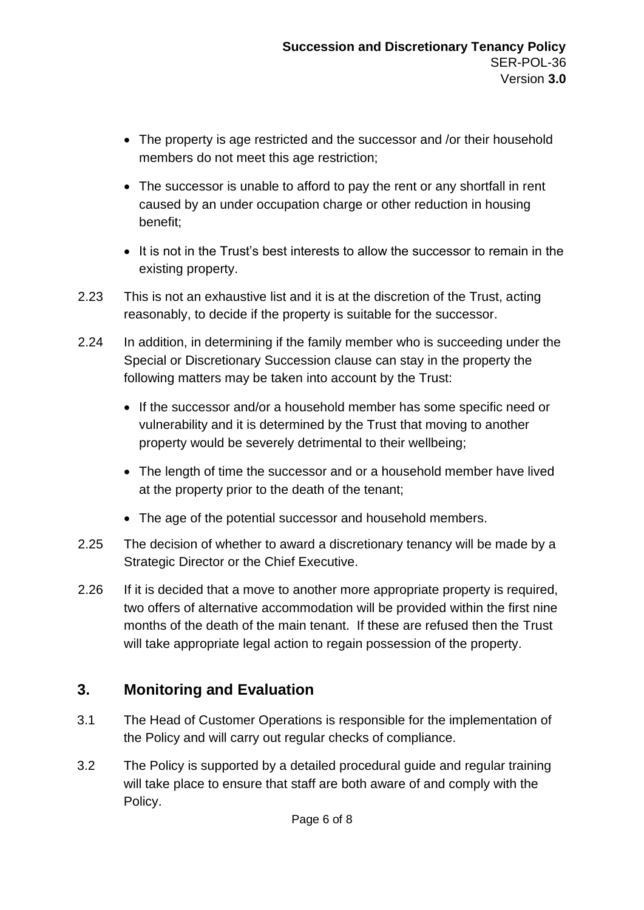- The property is age restricted and the successor and /or their household members do not meet this age restriction;
- The successor is unable to afford to pay the rent or any shortfall in rent caused by an under occupation charge or other reduction in housing benefit;
- It is not in the Trust's best interests to allow the successor to remain in the existing property.

2.23 This is not an exhaustive list and it is at the discretion of the Trust, acting reasonably, to decide if the property is suitable for the successor.

2.24 In addition, in determining if the family member who is succeeding under the Special or Discretionary Succession clause can stay in the property the following matters may be taken into account by the Trust:

- If the successor and/or a household member has some specific need or vulnerability and it is determined by the Trust that moving to another property would be severely detrimental to their wellbeing;
- The length of time the successor and or a household member have lived at the property prior to the death of the tenant;
- The age of the potential successor and household members.

2.25 The decision of whether to award a discretionary tenancy will be made by a Strategic Director or the Chief Executive.

2.26 If it is decided that a move to another more appropriate property is required, two offers of alternative accommodation will be provided within the first nine months of the death of the main tenant. If these are refused then the Trust will take appropriate legal action to regain possession of the property.

## 3. Monitoring and Evaluation

3.1 The Head of Customer Operations is responsible for the implementation of the Policy and will carry out regular checks of compliance.

3.2 The Policy is supported by a detailed procedural guide and regular training will take place to ensure that staff are both aware of and comply with the Policy.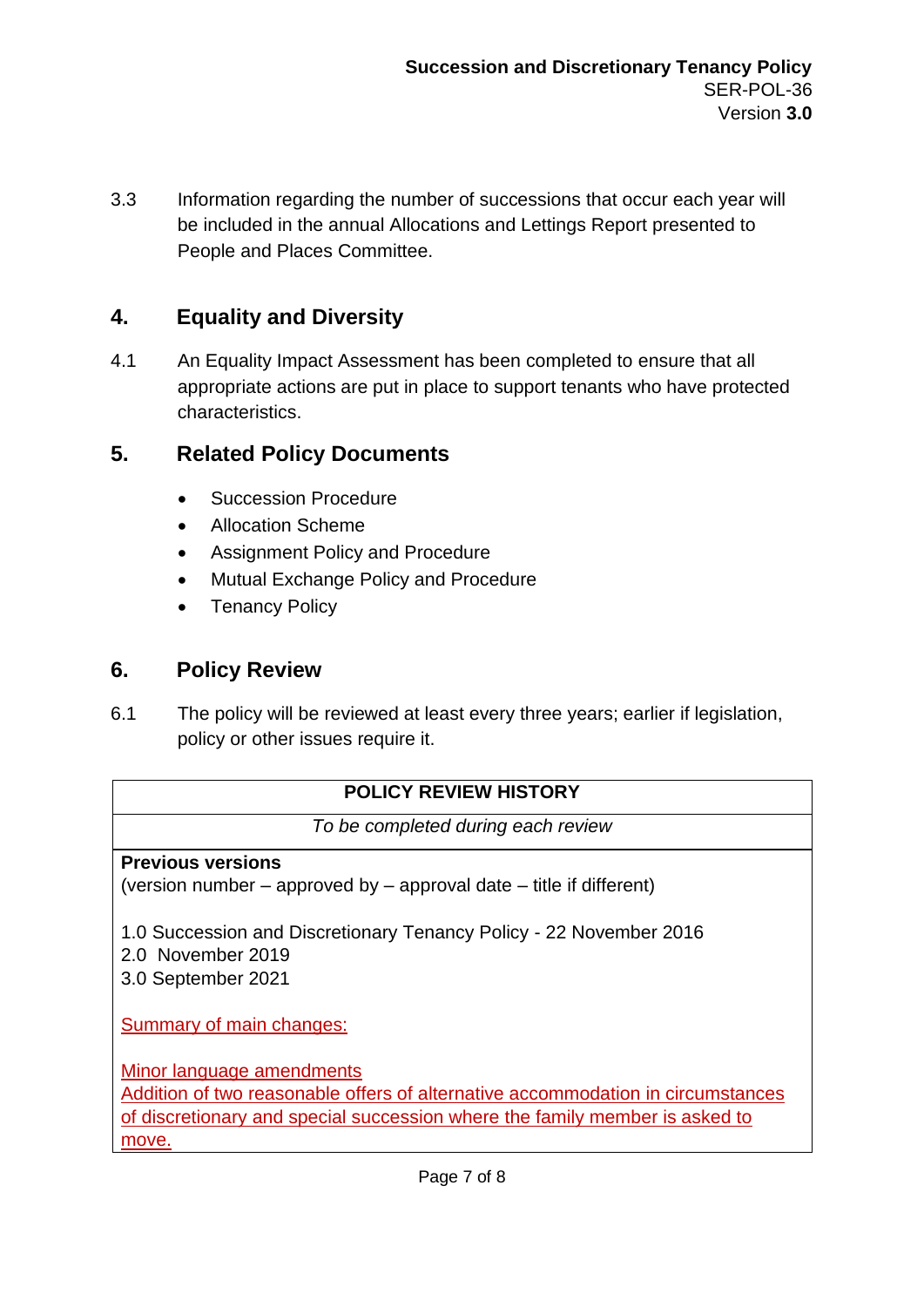3.3 Information regarding the number of successions that occur each year will be included in the annual Allocations and Lettings Report presented to People and Places Committee.

## 4. Equality and Diversity

4.1 An Equality Impact Assessment has been completed to ensure that all appropriate actions are put in place to support tenants who have protected characteristics.

## 5. Related Policy Documents

- Succession Procedure
- Allocation Scheme
- Assignment Policy and Procedure
- Mutual Exchange Policy and Procedure
- Tenancy Policy

## 6. Policy Review

6.1 The policy will be reviewed at least every three years; earlier if legislation, policy or other issues require it.

| POLICY REVIEW HISTORY |
|---|
| *To be completed during each review* |
| **Previous versions**<br>(version number – approved by – approval date – title if different)<br><br>1.0 Succession and Discretionary Tenancy Policy - 22 November 2016<br>2.0 November 2019<br>3.0 September 2021<br><br>Summary of main changes:<br><br>Minor language amendments<br>Addition of two reasonable offers of alternative accommodation in circumstances of discretionary and special succession where the family member is asked to move. |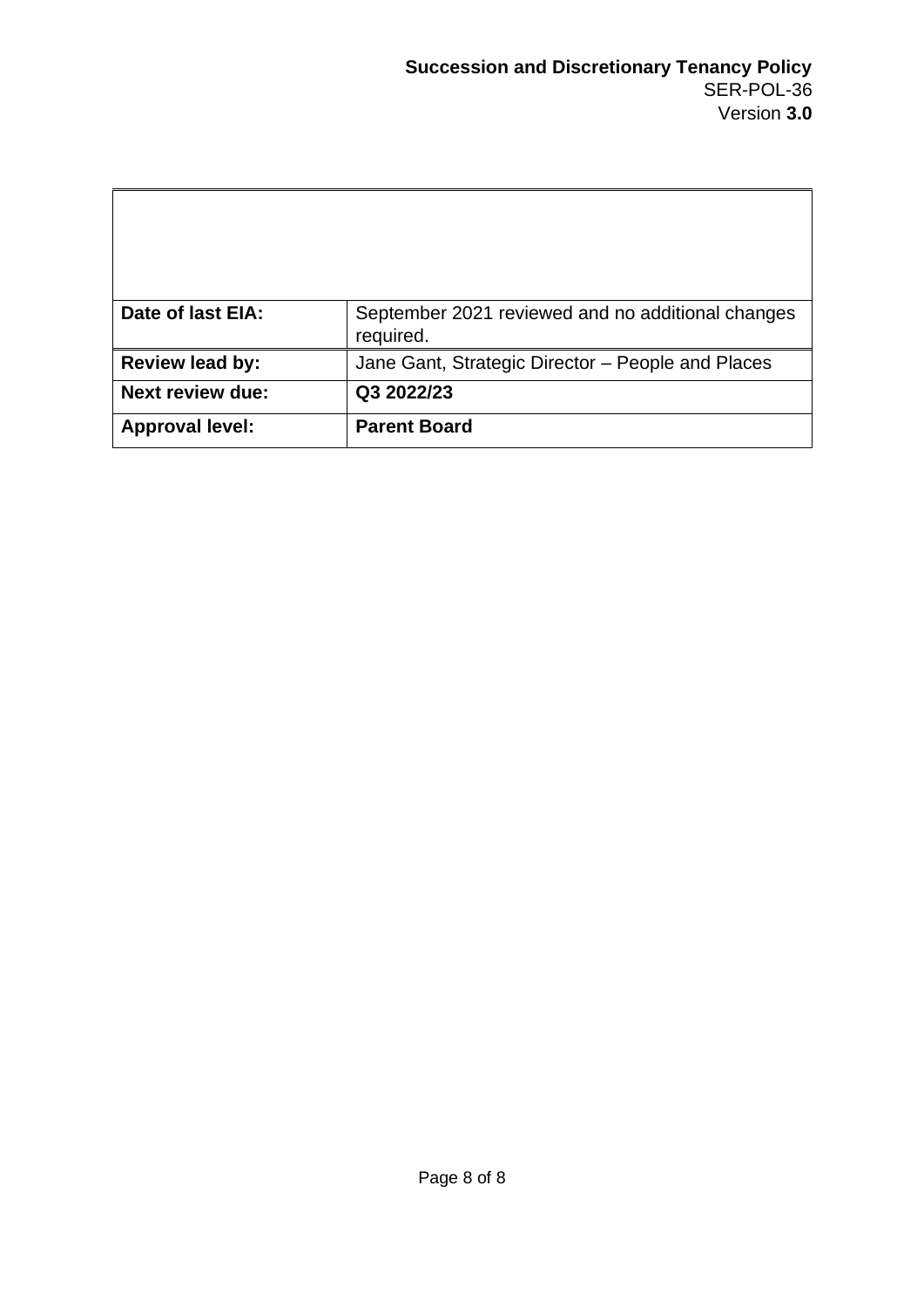| | |
|---|---|
| | |
| **Date of last EIA:** | September 2021 reviewed and no additional changes required. |
| **Review lead by:** | Jane Gant, Strategic Director – People and Places |
| **Next review due:** | **Q3 2022/23** |
| **Approval level:** | **Parent Board** |